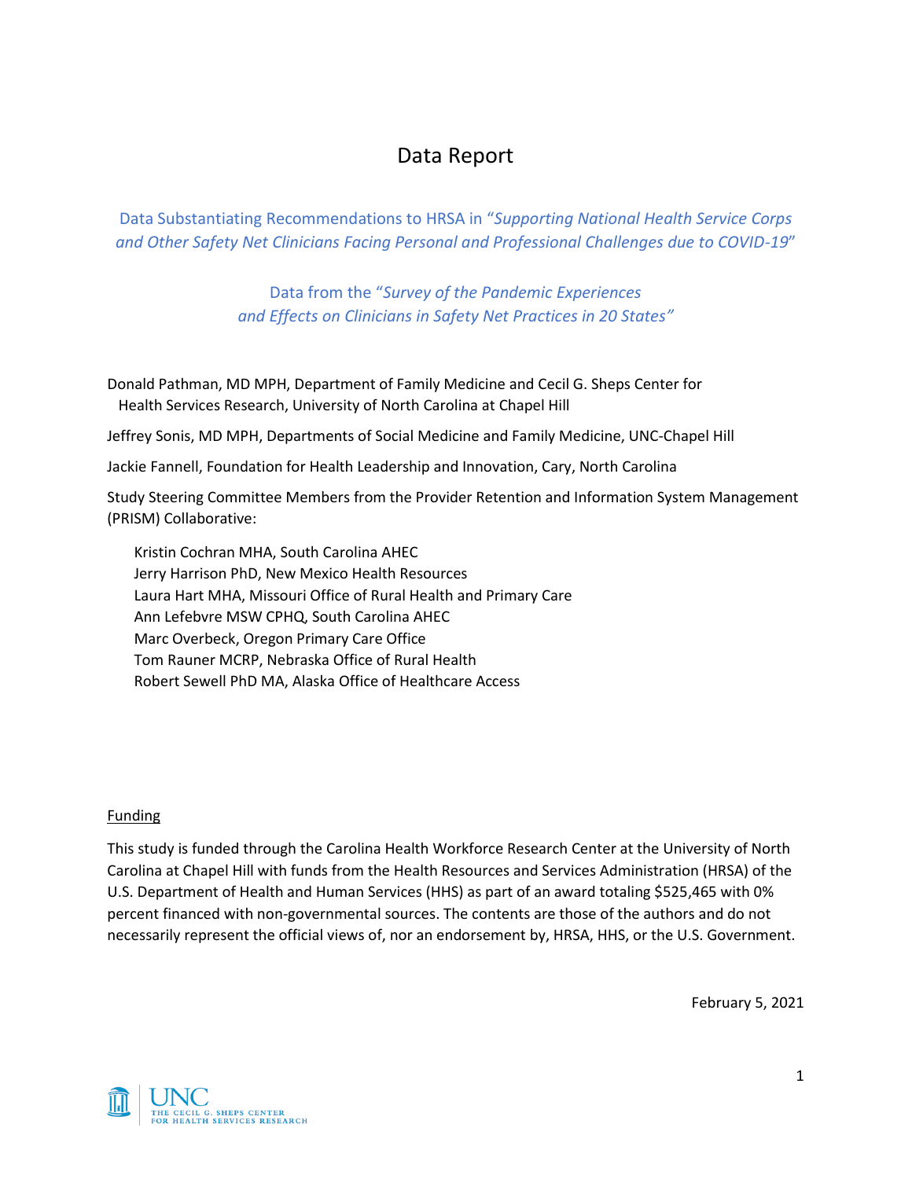# Data Report

Data Substantiating Recommendations to HRSA in "*Supporting National Health Service Corps and Other Safety Net Clinicians Facing Personal and Professional Challenges due to COVID-19*"

Data from the "*Survey of the Pandemic Experiences and Effects on Clinicians in Safety Net Practices in 20 States"*

Donald Pathman, MD MPH, Department of Family Medicine and Cecil G. Sheps Center for Health Services Research, University of North Carolina at Chapel Hill

Jeffrey Sonis, MD MPH, Departments of Social Medicine and Family Medicine, UNC-Chapel Hill

Jackie Fannell, Foundation for Health Leadership and Innovation, Cary, North Carolina

Study Steering Committee Members from the Provider Retention and Information System Management (PRISM) Collaborative:

Kristin Cochran MHA, South Carolina AHEC
Jerry Harrison PhD, New Mexico Health Resources
Laura Hart MHA, Missouri Office of Rural Health and Primary Care
Ann Lefebvre MSW CPHQ, South Carolina AHEC
Marc Overbeck, Oregon Primary Care Office
Tom Rauner MCRP, Nebraska Office of Rural Health
Robert Sewell PhD MA, Alaska Office of Healthcare Access

Funding

This study is funded through the Carolina Health Workforce Research Center at the University of North Carolina at Chapel Hill with funds from the Health Resources and Services Administration (HRSA) of the U.S. Department of Health and Human Services (HHS) as part of an award totaling $525,465 with 0% percent financed with non-governmental sources. The contents are those of the authors and do not necessarily represent the official views of, nor an endorsement by, HRSA, HHS, or the U.S. Government.

February 5, 2021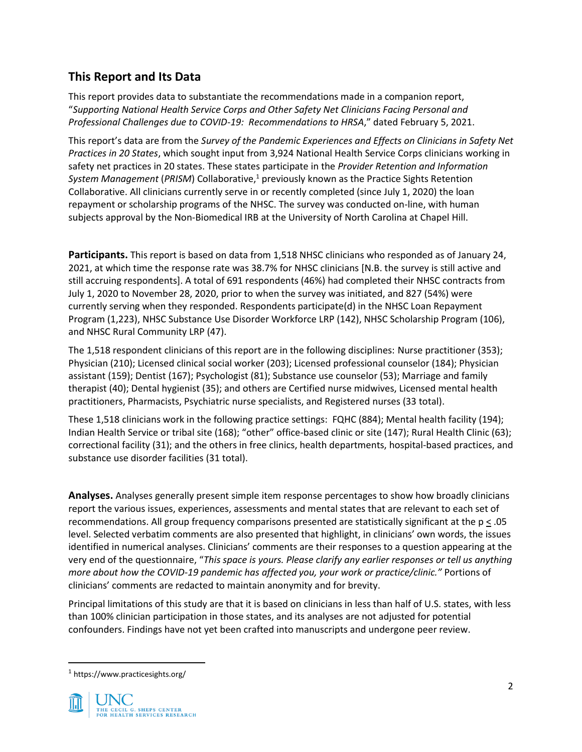## This Report and Its Data

This report provides data to substantiate the recommendations made in a companion report, "*Supporting National Health Service Corps and Other Safety Net Clinicians Facing Personal and Professional Challenges due to COVID-19: Recommendations to HRSA*," dated February 5, 2021.

This report's data are from the *Survey of the Pandemic Experiences and Effects on Clinicians in Safety Net Practices in 20 States*, which sought input from 3,924 National Health Service Corps clinicians working in safety net practices in 20 states. These states participate in the *Provider Retention and Information System Management* (*PRISM*) Collaborative,[1] previously known as the Practice Sights Retention Collaborative. All clinicians currently serve in or recently completed (since July 1, 2020) the loan repayment or scholarship programs of the NHSC. The survey was conducted on-line, with human subjects approval by the Non-Biomedical IRB at the University of North Carolina at Chapel Hill.

**Participants.** This report is based on data from 1,518 NHSC clinicians who responded as of January 24, 2021, at which time the response rate was 38.7% for NHSC clinicians [N.B. the survey is still active and still accruing respondents]. A total of 691 respondents (46%) had completed their NHSC contracts from July 1, 2020 to November 28, 2020, prior to when the survey was initiated, and 827 (54%) were currently serving when they responded. Respondents participate(d) in the NHSC Loan Repayment Program (1,223), NHSC Substance Use Disorder Workforce LRP (142), NHSC Scholarship Program (106), and NHSC Rural Community LRP (47).

The 1,518 respondent clinicians of this report are in the following disciplines: Nurse practitioner (353); Physician (210); Licensed clinical social worker (203); Licensed professional counselor (184); Physician assistant (159); Dentist (167); Psychologist (81); Substance use counselor (53); Marriage and family therapist (40); Dental hygienist (35); and others are Certified nurse midwives, Licensed mental health practitioners, Pharmacists, Psychiatric nurse specialists, and Registered nurses (33 total).

These 1,518 clinicians work in the following practice settings: FQHC (884); Mental health facility (194); Indian Health Service or tribal site (168); "other" office-based clinic or site (147); Rural Health Clinic (63); correctional facility (31); and the others in free clinics, health departments, hospital-based practices, and substance use disorder facilities (31 total).

**Analyses.** Analyses generally present simple item response percentages to show how broadly clinicians report the various issues, experiences, assessments and mental states that are relevant to each set of recommendations. All group frequency comparisons presented are statistically significant at the $p \leq .05$ level. Selected verbatim comments are also presented that highlight, in clinicians' own words, the issues identified in numerical analyses. Clinicians' comments are their responses to a question appearing at the very end of the questionnaire, "*This space is yours. Please clarify any earlier responses or tell us anything more about how the COVID-19 pandemic has affected you, your work or practice/clinic.*" Portions of clinicians' comments are redacted to maintain anonymity and for brevity.

Principal limitations of this study are that it is based on clinicians in less than half of U.S. states, with less than 100% clinician participation in those states, and its analyses are not adjusted for potential confounders. Findings have not yet been crafted into manuscripts and undergone peer review.

[1] https://www.practicesights.org/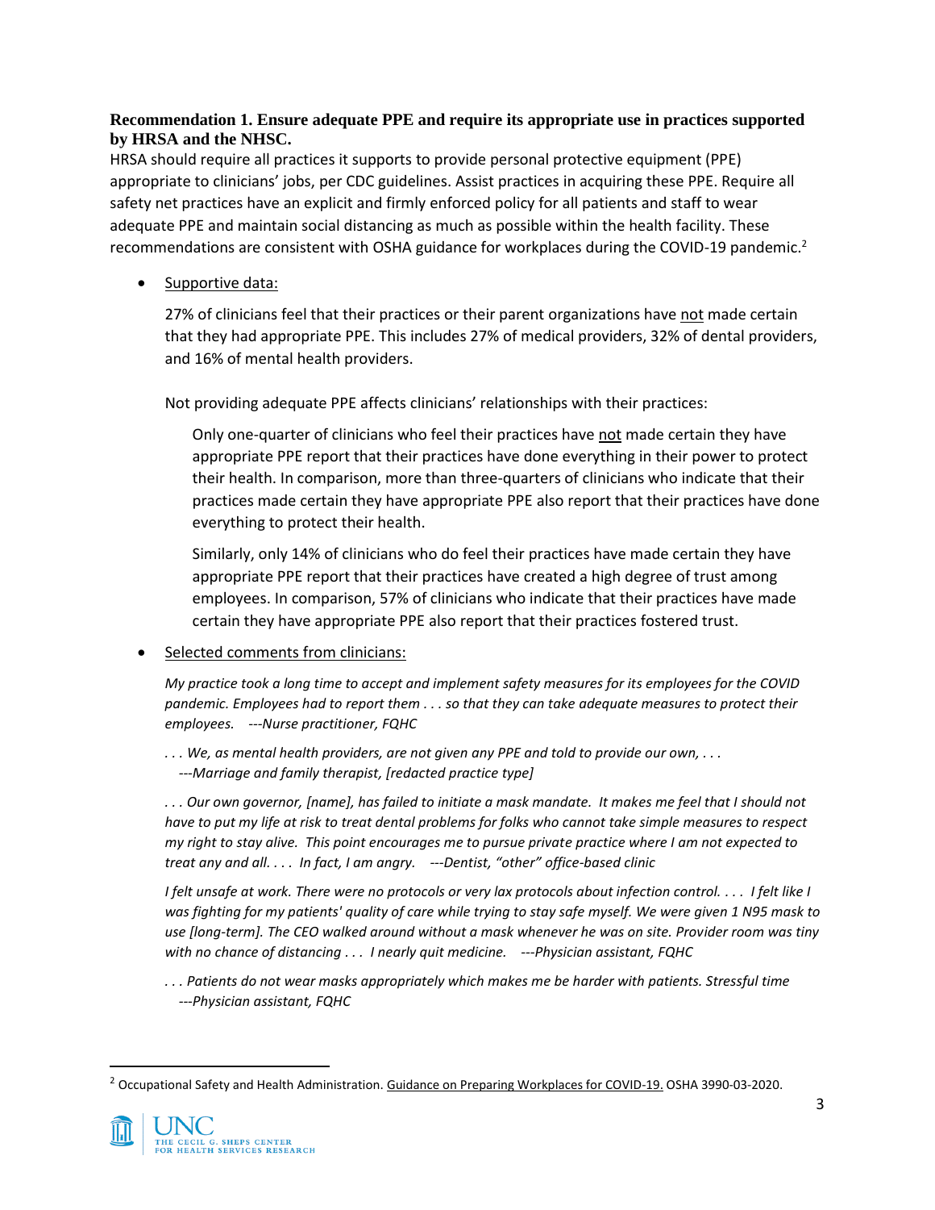**Recommendation 1. Ensure adequate PPE and require its appropriate use in practices supported by HRSA and the NHSC.**

HRSA should require all practices it supports to provide personal protective equipment (PPE) appropriate to clinicians' jobs, per CDC guidelines. Assist practices in acquiring these PPE. Require all safety net practices have an explicit and firmly enforced policy for all patients and staff to wear adequate PPE and maintain social distancing as much as possible within the health facility. These recommendations are consistent with OSHA guidance for workplaces during the COVID-19 pandemic.[2]

- Supportive data:

  27% of clinicians feel that their practices or their parent organizations have not made certain that they had appropriate PPE. This includes 27% of medical providers, 32% of dental providers, and 16% of mental health providers.

  Not providing adequate PPE affects clinicians' relationships with their practices:

  > Only one-quarter of clinicians who feel their practices have not made certain they have appropriate PPE report that their practices have done everything in their power to protect their health. In comparison, more than three-quarters of clinicians who indicate that their practices made certain they have appropriate PPE also report that their practices have done everything to protect their health.
  >
  > Similarly, only 14% of clinicians who do feel their practices have made certain they have appropriate PPE report that their practices have created a high degree of trust among employees. In comparison, 57% of clinicians who indicate that their practices have made certain they have appropriate PPE also report that their practices fostered trust.

- Selected comments from clinicians:

  *My practice took a long time to accept and implement safety measures for its employees for the COVID pandemic. Employees had to report them . . . so that they can take adequate measures to protect their employees. ---Nurse practitioner, FQHC*

  *. . . We, as mental health providers, are not given any PPE and told to provide our own, . . . ---Marriage and family therapist, [redacted practice type]*

  *. . . Our own governor, [name], has failed to initiate a mask mandate. It makes me feel that I should not have to put my life at risk to treat dental problems for folks who cannot take simple measures to respect my right to stay alive. This point encourages me to pursue private practice where I am not expected to treat any and all. . . . In fact, I am angry. ---Dentist, "other" office-based clinic*

  *I felt unsafe at work. There were no protocols or very lax protocols about infection control. . . . I felt like I was fighting for my patients' quality of care while trying to stay safe myself. We were given 1 N95 mask to use [long-term]. The CEO walked around without a mask whenever he was on site. Provider room was tiny with no chance of distancing . . . I nearly quit medicine. ---Physician assistant, FQHC*

  *. . . Patients do not wear masks appropriately which makes me be harder with patients. Stressful time ---Physician assistant, FQHC*

---

[2] Occupational Safety and Health Administration. Guidance on Preparing Workplaces for COVID-19. OSHA 3990-03-2020.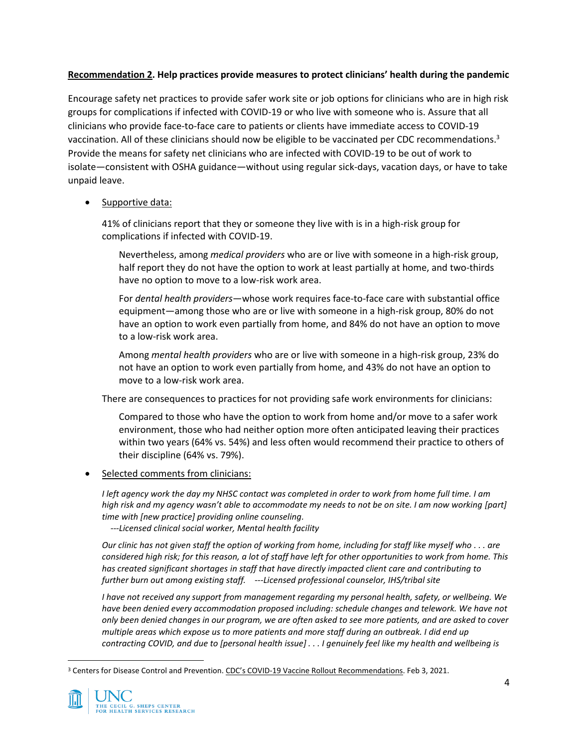**<u>Recommendation 2</u>. Help practices provide measures to protect clinicians' health during the pandemic**

Encourage safety net practices to provide safer work site or job options for clinicians who are in high risk groups for complications if infected with COVID-19 or who live with someone who is. Assure that all clinicians who provide face-to-face care to patients or clients have immediate access to COVID-19 vaccination. All of these clinicians should now be eligible to be vaccinated per CDC recommendations.[3] Provide the means for safety net clinicians who are infected with COVID-19 to be out of work to isolate—consistent with OSHA guidance—without using regular sick-days, vacation days, or have to take unpaid leave.

- <u>Supportive data:</u>

  41% of clinicians report that they or someone they live with is in a high-risk group for complications if infected with COVID-19.

  > Nevertheless, among *medical providers* who are or live with someone in a high-risk group, half report they do not have the option to work at least partially at home, and two-thirds have no option to move to a low-risk work area.
  >
  > For *dental health providers*—whose work requires face-to-face care with substantial office equipment—among those who are or live with someone in a high-risk group, 80% do not have an option to work even partially from home, and 84% do not have an option to move to a low-risk work area.
  >
  > Among *mental health providers* who are or live with someone in a high-risk group, 23% do not have an option to work even partially from home, and 43% do not have an option to move to a low-risk work area.

  There are consequences to practices for not providing safe work environments for clinicians:

  > Compared to those who have the option to work from home and/or move to a safer work environment, those who had neither option more often anticipated leaving their practices within two years (64% vs. 54%) and less often would recommend their practice to others of their discipline (64% vs. 79%).

- <u>Selected comments from clinicians:</u>

  *I left agency work the day my NHSC contact was completed in order to work from home full time. I am high risk and my agency wasn't able to accommodate my needs to not be on site. I am now working [part] time with [new practice] providing online counseling.*
  *---Licensed clinical social worker, Mental health facility*

  *Our clinic has not given staff the option of working from home, including for staff like myself who . . . are considered high risk; for this reason, a lot of staff have left for other opportunities to work from home. This has created significant shortages in staff that have directly impacted client care and contributing to further burn out among existing staff. ---Licensed professional counselor, IHS/tribal site*

  *I have not received any support from management regarding my personal health, safety, or wellbeing. We have been denied every accommodation proposed including: schedule changes and telework. We have not only been denied changes in our program, we are often asked to see more patients, and are asked to cover multiple areas which expose us to more patients and more staff during an outbreak. I did end up contracting COVID, and due to [personal health issue] . . . I genuinely feel like my health and wellbeing is*

[3] Centers for Disease Control and Prevention. <u>CDC's COVID-19 Vaccine Rollout Recommendations</u>. Feb 3, 2021.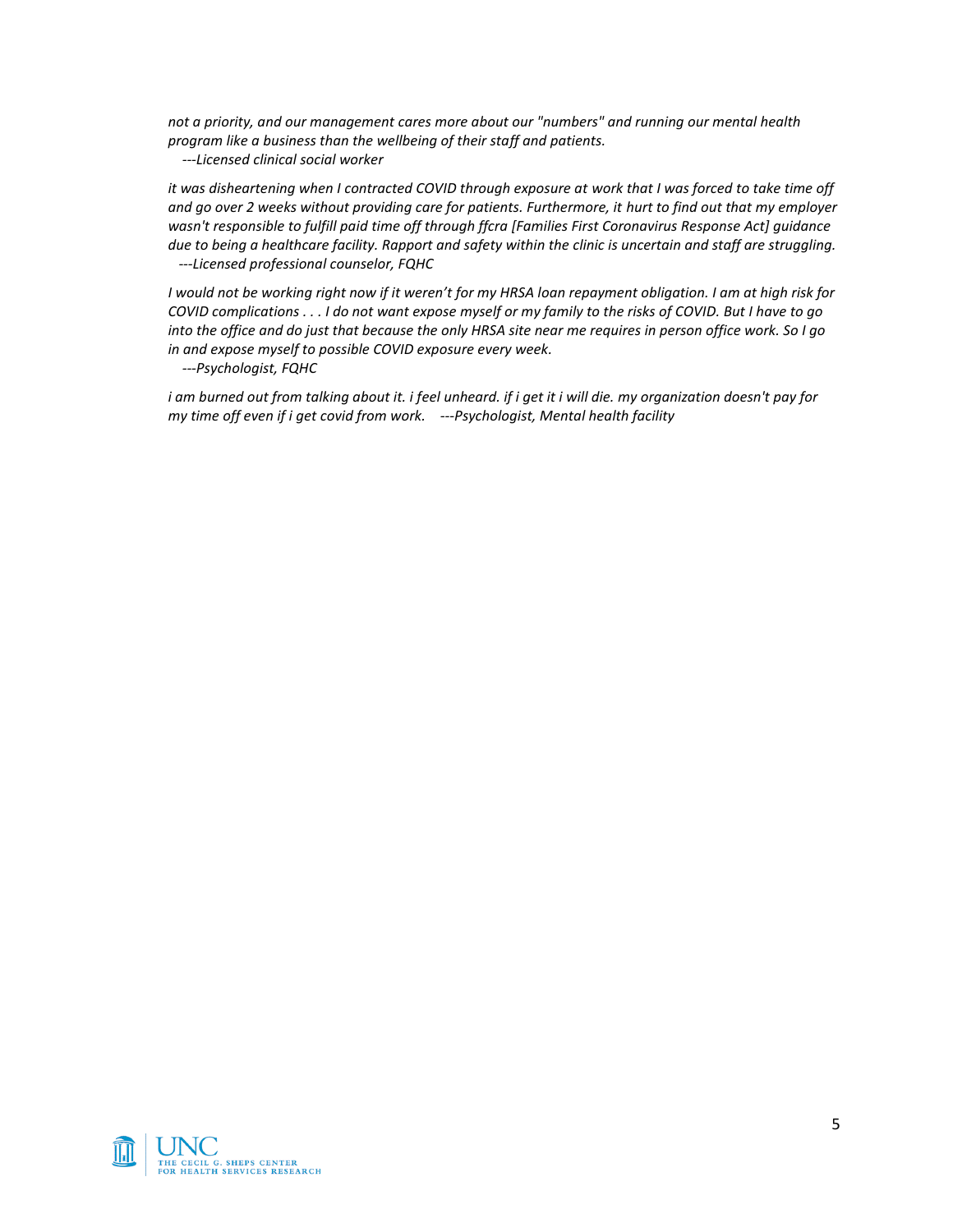*not a priority, and our management cares more about our "numbers" and running our mental health program like a business than the wellbeing of their staff and patients.*
*---Licensed clinical social worker*

*it was disheartening when I contracted COVID through exposure at work that I was forced to take time off and go over 2 weeks without providing care for patients. Furthermore, it hurt to find out that my employer wasn't responsible to fulfill paid time off through ffcra [Families First Coronavirus Response Act] guidance due to being a healthcare facility. Rapport and safety within the clinic is uncertain and staff are struggling.*
*---Licensed professional counselor, FQHC*

*I would not be working right now if it weren't for my HRSA loan repayment obligation. I am at high risk for COVID complications . . . I do not want expose myself or my family to the risks of COVID. But I have to go into the office and do just that because the only HRSA site near me requires in person office work. So I go in and expose myself to possible COVID exposure every week.*
*---Psychologist, FQHC*

*i am burned out from talking about it. i feel unheard. if i get it i will die. my organization doesn't pay for my time off even if i get covid from work. ---Psychologist, Mental health facility*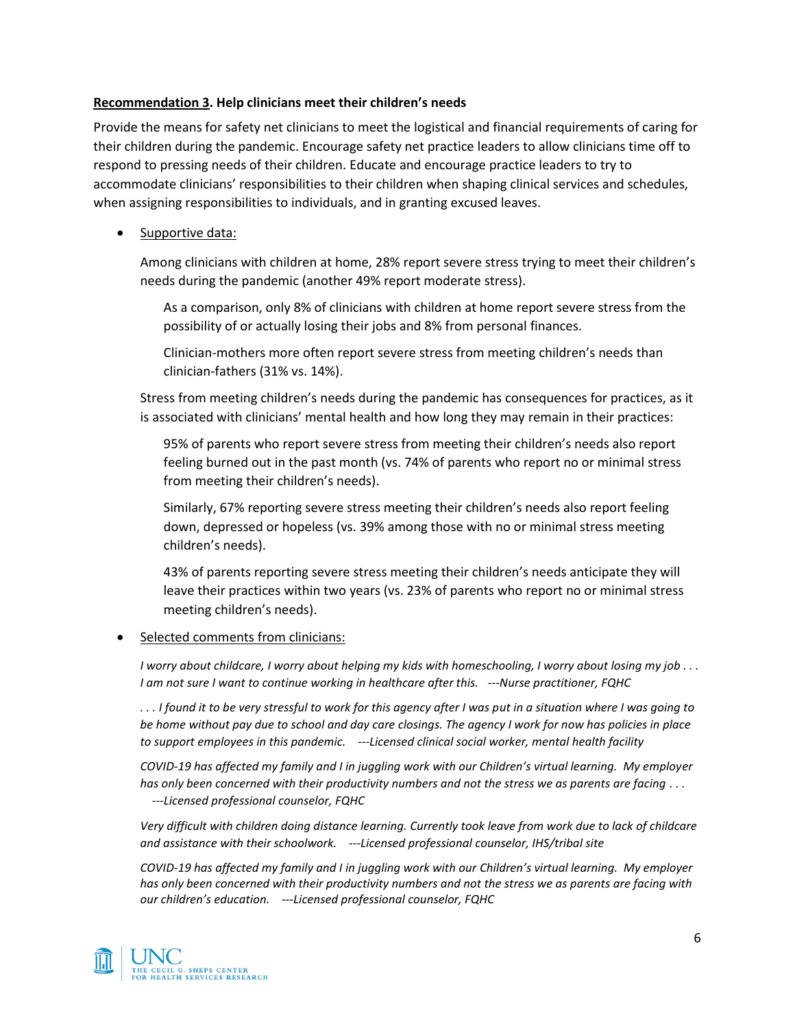**<u>Recommendation 3</u>. Help clinicians meet their children's needs**

Provide the means for safety net clinicians to meet the logistical and financial requirements of caring for their children during the pandemic. Encourage safety net practice leaders to allow clinicians time off to respond to pressing needs of their children. Educate and encourage practice leaders to try to accommodate clinicians' responsibilities to their children when shaping clinical services and schedules, when assigning responsibilities to individuals, and in granting excused leaves.

- <u>Supportive data:</u>

  Among clinicians with children at home, 28% report severe stress trying to meet their children's needs during the pandemic (another 49% report moderate stress).

  > As a comparison, only 8% of clinicians with children at home report severe stress from the possibility of or actually losing their jobs and 8% from personal finances.
  >
  > Clinician-mothers more often report severe stress from meeting children's needs than clinician-fathers (31% vs. 14%).

  Stress from meeting children's needs during the pandemic has consequences for practices, as it is associated with clinicians' mental health and how long they may remain in their practices:

  > 95% of parents who report severe stress from meeting their children's needs also report feeling burned out in the past month (vs. 74% of parents who report no or minimal stress from meeting their children's needs).
  >
  > Similarly, 67% reporting severe stress meeting their children's needs also report feeling down, depressed or hopeless (vs. 39% among those with no or minimal stress meeting children's needs).
  >
  > 43% of parents reporting severe stress meeting their children's needs anticipate they will leave their practices within two years (vs. 23% of parents who report no or minimal stress meeting children's needs).

- <u>Selected comments from clinicians:</u>

  *I worry about childcare, I worry about helping my kids with homeschooling, I worry about losing my job . . . I am not sure I want to continue working in healthcare after this. ---Nurse practitioner, FQHC*

  *. . . I found it to be very stressful to work for this agency after I was put in a situation where I was going to be home without pay due to school and day care closings. The agency I work for now has policies in place to support employees in this pandemic. ---Licensed clinical social worker, mental health facility*

  *COVID-19 has affected my family and I in juggling work with our Children's virtual learning. My employer has only been concerned with their productivity numbers and not the stress we as parents are facing . . . ---Licensed professional counselor, FQHC*

  *Very difficult with children doing distance learning. Currently took leave from work due to lack of childcare and assistance with their schoolwork. ---Licensed professional counselor, IHS/tribal site*

  *COVID-19 has affected my family and I in juggling work with our Children's virtual learning. My employer has only been concerned with their productivity numbers and not the stress we as parents are facing with our children's education. ---Licensed professional counselor, FQHC*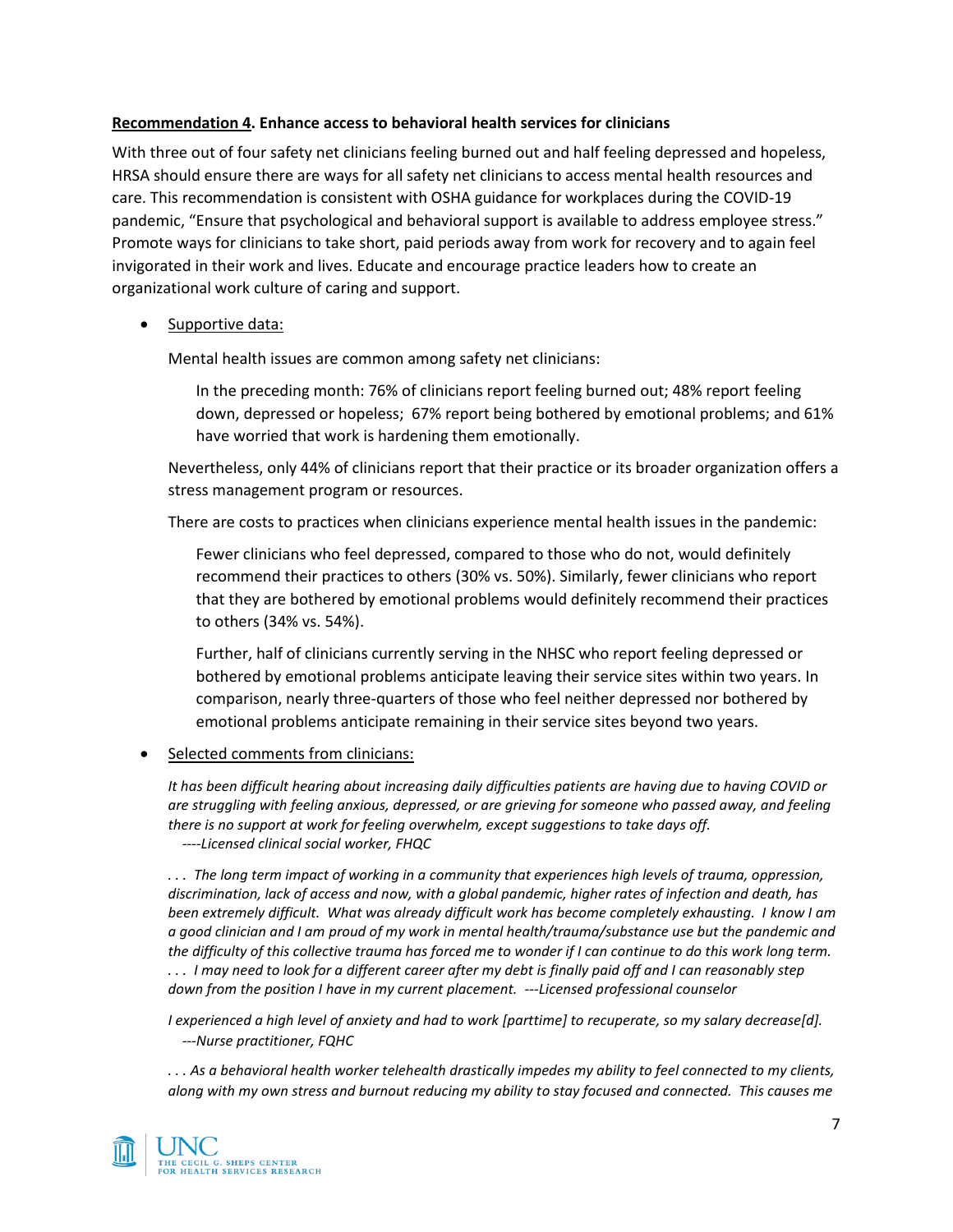**<u>Recommendation 4</u>. Enhance access to behavioral health services for clinicians**

With three out of four safety net clinicians feeling burned out and half feeling depressed and hopeless, HRSA should ensure there are ways for all safety net clinicians to access mental health resources and care. This recommendation is consistent with OSHA guidance for workplaces during the COVID-19 pandemic, "Ensure that psychological and behavioral support is available to address employee stress." Promote ways for clinicians to take short, paid periods away from work for recovery and to again feel invigorated in their work and lives. Educate and encourage practice leaders how to create an organizational work culture of caring and support.

- <u>Supportive data:</u>

  Mental health issues are common among safety net clinicians:

  > In the preceding month: 76% of clinicians report feeling burned out; 48% report feeling down, depressed or hopeless; 67% report being bothered by emotional problems; and 61% have worried that work is hardening them emotionally.

  Nevertheless, only 44% of clinicians report that their practice or its broader organization offers a stress management program or resources.

  There are costs to practices when clinicians experience mental health issues in the pandemic:

  > Fewer clinicians who feel depressed, compared to those who do not, would definitely recommend their practices to others (30% vs. 50%). Similarly, fewer clinicians who report that they are bothered by emotional problems would definitely recommend their practices to others (34% vs. 54%).
  >
  > Further, half of clinicians currently serving in the NHSC who report feeling depressed or bothered by emotional problems anticipate leaving their service sites within two years. In comparison, nearly three-quarters of those who feel neither depressed nor bothered by emotional problems anticipate remaining in their service sites beyond two years.

- <u>Selected comments from clinicians:</u>

  *It has been difficult hearing about increasing daily difficulties patients are having due to having COVID or are struggling with feeling anxious, depressed, or are grieving for someone who passed away, and feeling there is no support at work for feeling overwhelm, except suggestions to take days off.*
  *----Licensed clinical social worker, FHQC*

  *. . . The long term impact of working in a community that experiences high levels of trauma, oppression, discrimination, lack of access and now, with a global pandemic, higher rates of infection and death, has been extremely difficult. What was already difficult work has become completely exhausting. I know I am a good clinician and I am proud of my work in mental health/trauma/substance use but the pandemic and the difficulty of this collective trauma has forced me to wonder if I can continue to do this work long term. . . . I may need to look for a different career after my debt is finally paid off and I can reasonably step down from the position I have in my current placement. ---Licensed professional counselor*

  *I experienced a high level of anxiety and had to work [parttime] to recuperate, so my salary decrease[d].*
  *---Nurse practitioner, FQHC*

  *. . . As a behavioral health worker telehealth drastically impedes my ability to feel connected to my clients, along with my own stress and burnout reducing my ability to stay focused and connected. This causes me*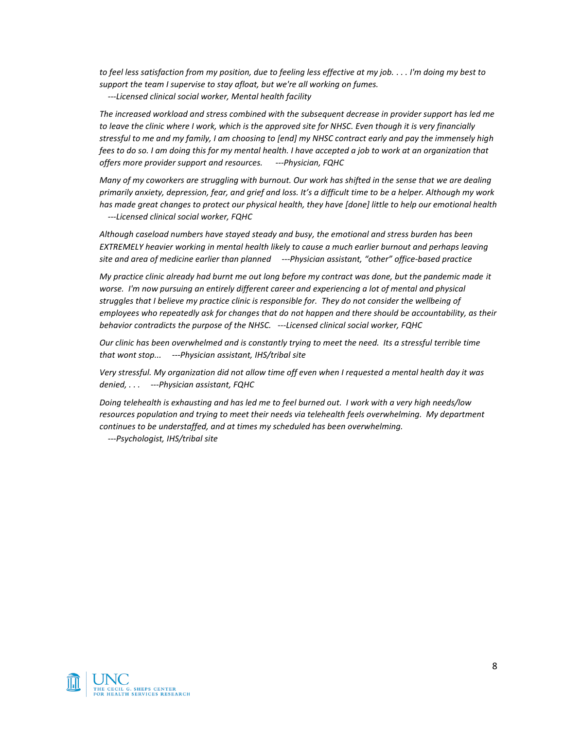*to feel less satisfaction from my position, due to feeling less effective at my job. . . . I'm doing my best to support the team I supervise to stay afloat, but we're all working on fumes.*
*---Licensed clinical social worker, Mental health facility*

*The increased workload and stress combined with the subsequent decrease in provider support has led me to leave the clinic where I work, which is the approved site for NHSC. Even though it is very financially stressful to me and my family, I am choosing to [end] my NHSC contract early and pay the immensely high fees to do so. I am doing this for my mental health. I have accepted a job to work at an organization that offers more provider support and resources. ---Physician, FQHC*

*Many of my coworkers are struggling with burnout. Our work has shifted in the sense that we are dealing primarily anxiety, depression, fear, and grief and loss. It's a difficult time to be a helper. Although my work has made great changes to protect our physical health, they have [done] little to help our emotional health*
*---Licensed clinical social worker, FQHC*

*Although caseload numbers have stayed steady and busy, the emotional and stress burden has been EXTREMELY heavier working in mental health likely to cause a much earlier burnout and perhaps leaving site and area of medicine earlier than planned ---Physician assistant, "other" office-based practice*

*My practice clinic already had burnt me out long before my contract was done, but the pandemic made it worse. I'm now pursuing an entirely different career and experiencing a lot of mental and physical struggles that I believe my practice clinic is responsible for. They do not consider the wellbeing of employees who repeatedly ask for changes that do not happen and there should be accountability, as their behavior contradicts the purpose of the NHSC. ---Licensed clinical social worker, FQHC*

*Our clinic has been overwhelmed and is constantly trying to meet the need. Its a stressful terrible time that wont stop... ---Physician assistant, IHS/tribal site*

*Very stressful. My organization did not allow time off even when I requested a mental health day it was denied, . . . ---Physician assistant, FQHC*

*Doing telehealth is exhausting and has led me to feel burned out. I work with a very high needs/low resources population and trying to meet their needs via telehealth feels overwhelming. My department continues to be understaffed, and at times my scheduled has been overwhelming.*
*---Psychologist, IHS/tribal site*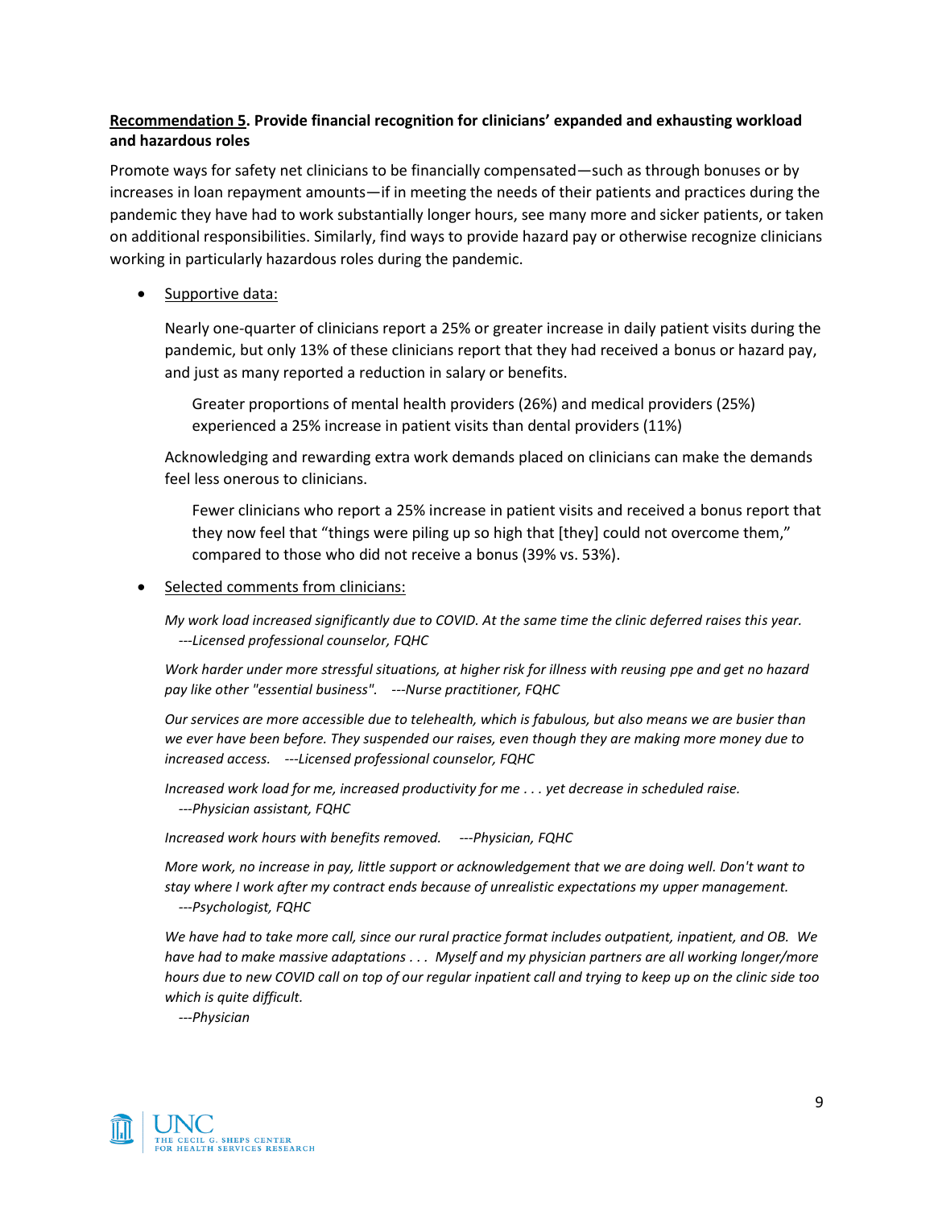**<u>Recommendation 5</u>. Provide financial recognition for clinicians' expanded and exhausting workload and hazardous roles**

Promote ways for safety net clinicians to be financially compensated—such as through bonuses or by increases in loan repayment amounts—if in meeting the needs of their patients and practices during the pandemic they have had to work substantially longer hours, see many more and sicker patients, or taken on additional responsibilities. Similarly, find ways to provide hazard pay or otherwise recognize clinicians working in particularly hazardous roles during the pandemic.

- <u>Supportive data:</u>

  Nearly one-quarter of clinicians report a 25% or greater increase in daily patient visits during the pandemic, but only 13% of these clinicians report that they had received a bonus or hazard pay, and just as many reported a reduction in salary or benefits.

  > Greater proportions of mental health providers (26%) and medical providers (25%) experienced a 25% increase in patient visits than dental providers (11%)

  Acknowledging and rewarding extra work demands placed on clinicians can make the demands feel less onerous to clinicians.

  > Fewer clinicians who report a 25% increase in patient visits and received a bonus report that they now feel that "things were piling up so high that [they] could not overcome them," compared to those who did not receive a bonus (39% vs. 53%).

- <u>Selected comments from clinicians:</u>

  *My work load increased significantly due to COVID. At the same time the clinic deferred raises this year.*
  *---Licensed professional counselor, FQHC*

  *Work harder under more stressful situations, at higher risk for illness with reusing ppe and get no hazard pay like other "essential business". ---Nurse practitioner, FQHC*

  *Our services are more accessible due to telehealth, which is fabulous, but also means we are busier than we ever have been before. They suspended our raises, even though they are making more money due to increased access. ---Licensed professional counselor, FQHC*

  *Increased work load for me, increased productivity for me . . . yet decrease in scheduled raise.*
  *---Physician assistant, FQHC*

  *Increased work hours with benefits removed. ---Physician, FQHC*

  *More work, no increase in pay, little support or acknowledgement that we are doing well. Don't want to stay where I work after my contract ends because of unrealistic expectations my upper management.*
  *---Psychologist, FQHC*

  *We have had to take more call, since our rural practice format includes outpatient, inpatient, and OB. We have had to make massive adaptations . . . Myself and my physician partners are all working longer/more hours due to new COVID call on top of our regular inpatient call and trying to keep up on the clinic side too which is quite difficult.*
  *---Physician*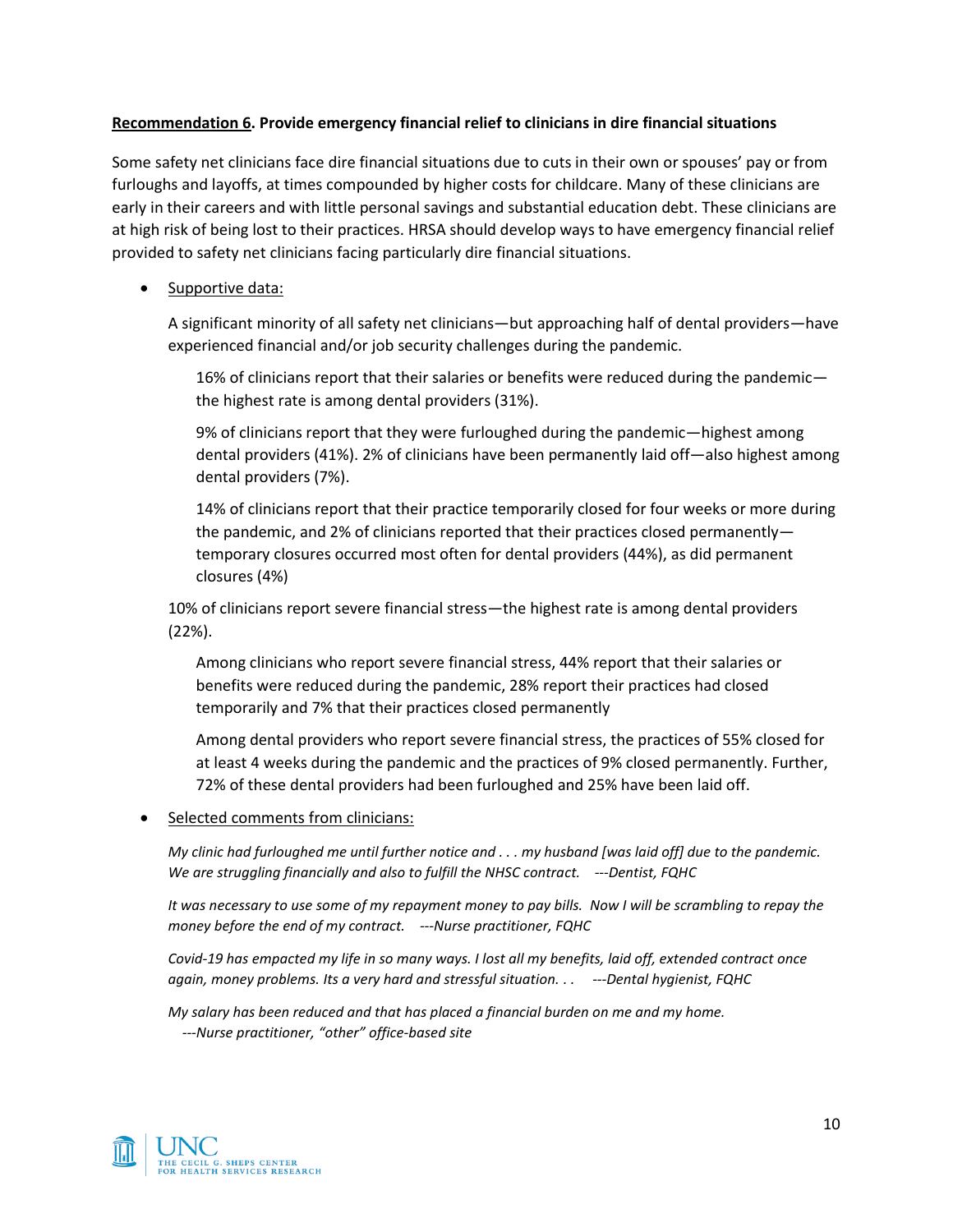**<u>Recommendation 6</u>. Provide emergency financial relief to clinicians in dire financial situations**

Some safety net clinicians face dire financial situations due to cuts in their own or spouses' pay or from furloughs and layoffs, at times compounded by higher costs for childcare. Many of these clinicians are early in their careers and with little personal savings and substantial education debt. These clinicians are at high risk of being lost to their practices. HRSA should develop ways to have emergency financial relief provided to safety net clinicians facing particularly dire financial situations.

- <u>Supportive data:</u>

  A significant minority of all safety net clinicians—but approaching half of dental providers—have experienced financial and/or job security challenges during the pandemic.

  > 16% of clinicians report that their salaries or benefits were reduced during the pandemic—the highest rate is among dental providers (31%).
  >
  > 9% of clinicians report that they were furloughed during the pandemic—highest among dental providers (41%). 2% of clinicians have been permanently laid off—also highest among dental providers (7%).
  >
  > 14% of clinicians report that their practice temporarily closed for four weeks or more during the pandemic, and 2% of clinicians reported that their practices closed permanently—temporary closures occurred most often for dental providers (44%), as did permanent closures (4%)

  10% of clinicians report severe financial stress—the highest rate is among dental providers (22%).

  > Among clinicians who report severe financial stress, 44% report that their salaries or benefits were reduced during the pandemic, 28% report their practices had closed temporarily and 7% that their practices closed permanently
  >
  > Among dental providers who report severe financial stress, the practices of 55% closed for at least 4 weeks during the pandemic and the practices of 9% closed permanently. Further, 72% of these dental providers had been furloughed and 25% have been laid off.

- <u>Selected comments from clinicians:</u>

  *My clinic had furloughed me until further notice and . . . my husband [was laid off] due to the pandemic. We are struggling financially and also to fulfill the NHSC contract. ---Dentist, FQHC*

  *It was necessary to use some of my repayment money to pay bills. Now I will be scrambling to repay the money before the end of my contract. ---Nurse practitioner, FQHC*

  *Covid-19 has empacted my life in so many ways. I lost all my benefits, laid off, extended contract once again, money problems. Its a very hard and stressful situation. . . ---Dental hygienist, FQHC*

  *My salary has been reduced and that has placed a financial burden on me and my home. ---Nurse practitioner, "other" office-based site*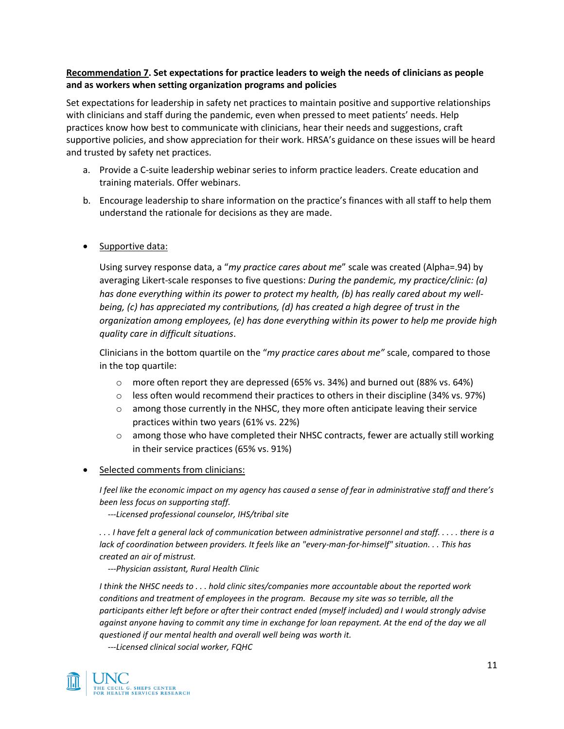**<u>Recommendation 7</u>. Set expectations for practice leaders to weigh the needs of clinicians as people and as workers when setting organization programs and policies**

Set expectations for leadership in safety net practices to maintain positive and supportive relationships with clinicians and staff during the pandemic, even when pressed to meet patients' needs. Help practices know how best to communicate with clinicians, hear their needs and suggestions, craft supportive policies, and show appreciation for their work. HRSA's guidance on these issues will be heard and trusted by safety net practices.

a. Provide a C-suite leadership webinar series to inform practice leaders. Create education and training materials. Offer webinars.

b. Encourage leadership to share information on the practice's finances with all staff to help them understand the rationale for decisions as they are made.

- <u>Supportive data:</u>

  Using survey response data, a "*my practice cares about me*" scale was created (Alpha=.94) by averaging Likert-scale responses to five questions: *During the pandemic, my practice/clinic: (a) has done everything within its power to protect my health, (b) has really cared about my well-being, (c) has appreciated my contributions, (d) has created a high degree of trust in the organization among employees, (e) has done everything within its power to help me provide high quality care in difficult situations*.

  Clinicians in the bottom quartile on the "*my practice cares about me*" scale, compared to those in the top quartile:

  - more often report they are depressed (65% vs. 34%) and burned out (88% vs. 64%)
  - less often would recommend their practices to others in their discipline (34% vs. 97%)
  - among those currently in the NHSC, they more often anticipate leaving their service practices within two years (61% vs. 22%)
  - among those who have completed their NHSC contracts, fewer are actually still working in their service practices (65% vs. 91%)

- <u>Selected comments from clinicians:</u>

  *I feel like the economic impact on my agency has caused a sense of fear in administrative staff and there's been less focus on supporting staff.*
  *---Licensed professional counselor, IHS/tribal site*

  *. . . I have felt a general lack of communication between administrative personnel and staff. . . . . there is a lack of coordination between providers. It feels like an "every-man-for-himself" situation. . . This has created an air of mistrust.*
  *---Physician assistant, Rural Health Clinic*

  *I think the NHSC needs to . . . hold clinic sites/companies more accountable about the reported work conditions and treatment of employees in the program. Because my site was so terrible, all the participants either left before or after their contract ended (myself included) and I would strongly advise against anyone having to commit any time in exchange for loan repayment. At the end of the day we all questioned if our mental health and overall well being was worth it.*
  *---Licensed clinical social worker, FQHC*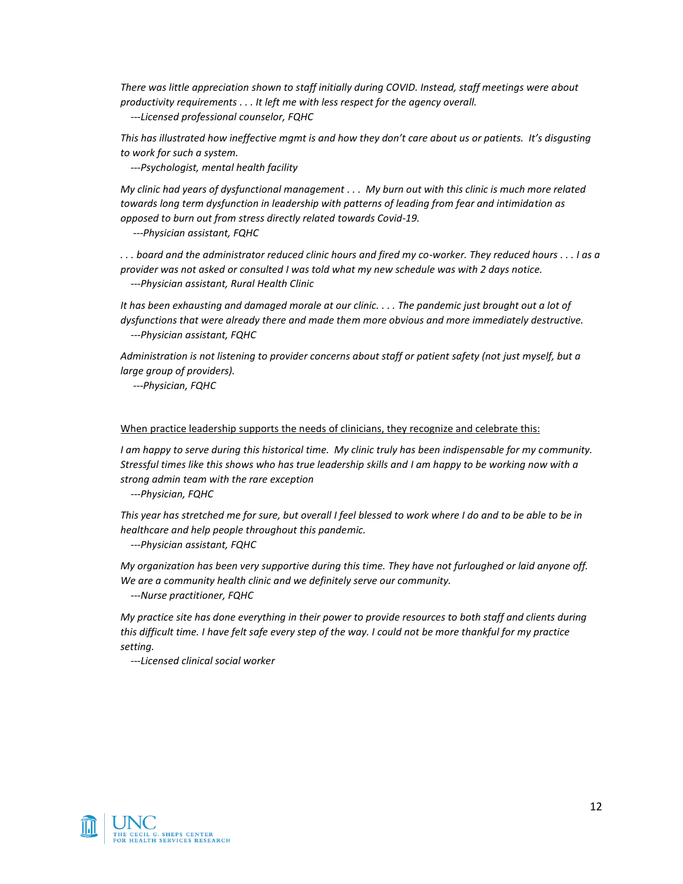*There was little appreciation shown to staff initially during COVID. Instead, staff meetings were about productivity requirements . . . It left me with less respect for the agency overall.*
*---Licensed professional counselor, FQHC*

*This has illustrated how ineffective mgmt is and how they don't care about us or patients. It's disgusting to work for such a system.*
*---Psychologist, mental health facility*

*My clinic had years of dysfunctional management . . . My burn out with this clinic is much more related towards long term dysfunction in leadership with patterns of leading from fear and intimidation as opposed to burn out from stress directly related towards Covid-19.*
*---Physician assistant, FQHC*

*. . . board and the administrator reduced clinic hours and fired my co-worker. They reduced hours . . . I as a provider was not asked or consulted I was told what my new schedule was with 2 days notice.*
*---Physician assistant, Rural Health Clinic*

*It has been exhausting and damaged morale at our clinic. . . . The pandemic just brought out a lot of dysfunctions that were already there and made them more obvious and more immediately destructive.*
*---Physician assistant, FQHC*

*Administration is not listening to provider concerns about staff or patient safety (not just myself, but a large group of providers).*
*---Physician, FQHC*

<u>When practice leadership supports the needs of clinicians, they recognize and celebrate this:</u>

*I am happy to serve during this historical time. My clinic truly has been indispensable for my community. Stressful times like this shows who has true leadership skills and I am happy to be working now with a strong admin team with the rare exception*
*---Physician, FQHC*

*This year has stretched me for sure, but overall I feel blessed to work where I do and to be able to be in healthcare and help people throughout this pandemic.*
*---Physician assistant, FQHC*

*My organization has been very supportive during this time. They have not furloughed or laid anyone off. We are a community health clinic and we definitely serve our community.*
*---Nurse practitioner, FQHC*

*My practice site has done everything in their power to provide resources to both staff and clients during this difficult time. I have felt safe every step of the way. I could not be more thankful for my practice setting.*
*---Licensed clinical social worker*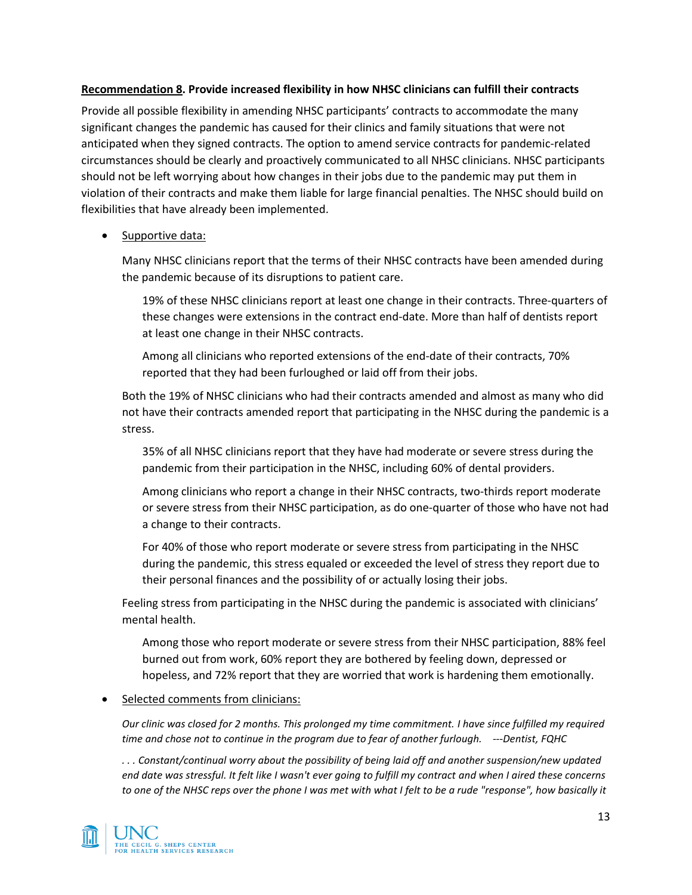**Recommendation 8. Provide increased flexibility in how NHSC clinicians can fulfill their contracts**

Provide all possible flexibility in amending NHSC participants' contracts to accommodate the many significant changes the pandemic has caused for their clinics and family situations that were not anticipated when they signed contracts. The option to amend service contracts for pandemic-related circumstances should be clearly and proactively communicated to all NHSC clinicians. NHSC participants should not be left worrying about how changes in their jobs due to the pandemic may put them in violation of their contracts and make them liable for large financial penalties. The NHSC should build on flexibilities that have already been implemented.

- Supportive data:

  Many NHSC clinicians report that the terms of their NHSC contracts have been amended during the pandemic because of its disruptions to patient care.

  > 19% of these NHSC clinicians report at least one change in their contracts. Three-quarters of these changes were extensions in the contract end-date. More than half of dentists report at least one change in their NHSC contracts.
  >
  > Among all clinicians who reported extensions of the end-date of their contracts, 70% reported that they had been furloughed or laid off from their jobs.

  Both the 19% of NHSC clinicians who had their contracts amended and almost as many who did not have their contracts amended report that participating in the NHSC during the pandemic is a stress.

  > 35% of all NHSC clinicians report that they have had moderate or severe stress during the pandemic from their participation in the NHSC, including 60% of dental providers.
  >
  > Among clinicians who report a change in their NHSC contracts, two-thirds report moderate or severe stress from their NHSC participation, as do one-quarter of those who have not had a change to their contracts.
  >
  > For 40% of those who report moderate or severe stress from participating in the NHSC during the pandemic, this stress equaled or exceeded the level of stress they report due to their personal finances and the possibility of or actually losing their jobs.

  Feeling stress from participating in the NHSC during the pandemic is associated with clinicians' mental health.

  > Among those who report moderate or severe stress from their NHSC participation, 88% feel burned out from work, 60% report they are bothered by feeling down, depressed or hopeless, and 72% report that they are worried that work is hardening them emotionally.

- Selected comments from clinicians:

  *Our clinic was closed for 2 months. This prolonged my time commitment. I have since fulfilled my required time and chose not to continue in the program due to fear of another furlough. ---Dentist, FQHC*

  *. . . Constant/continual worry about the possibility of being laid off and another suspension/new updated end date was stressful. It felt like I wasn't ever going to fulfill my contract and when I aired these concerns to one of the NHSC reps over the phone I was met with what I felt to be a rude "response", how basically it*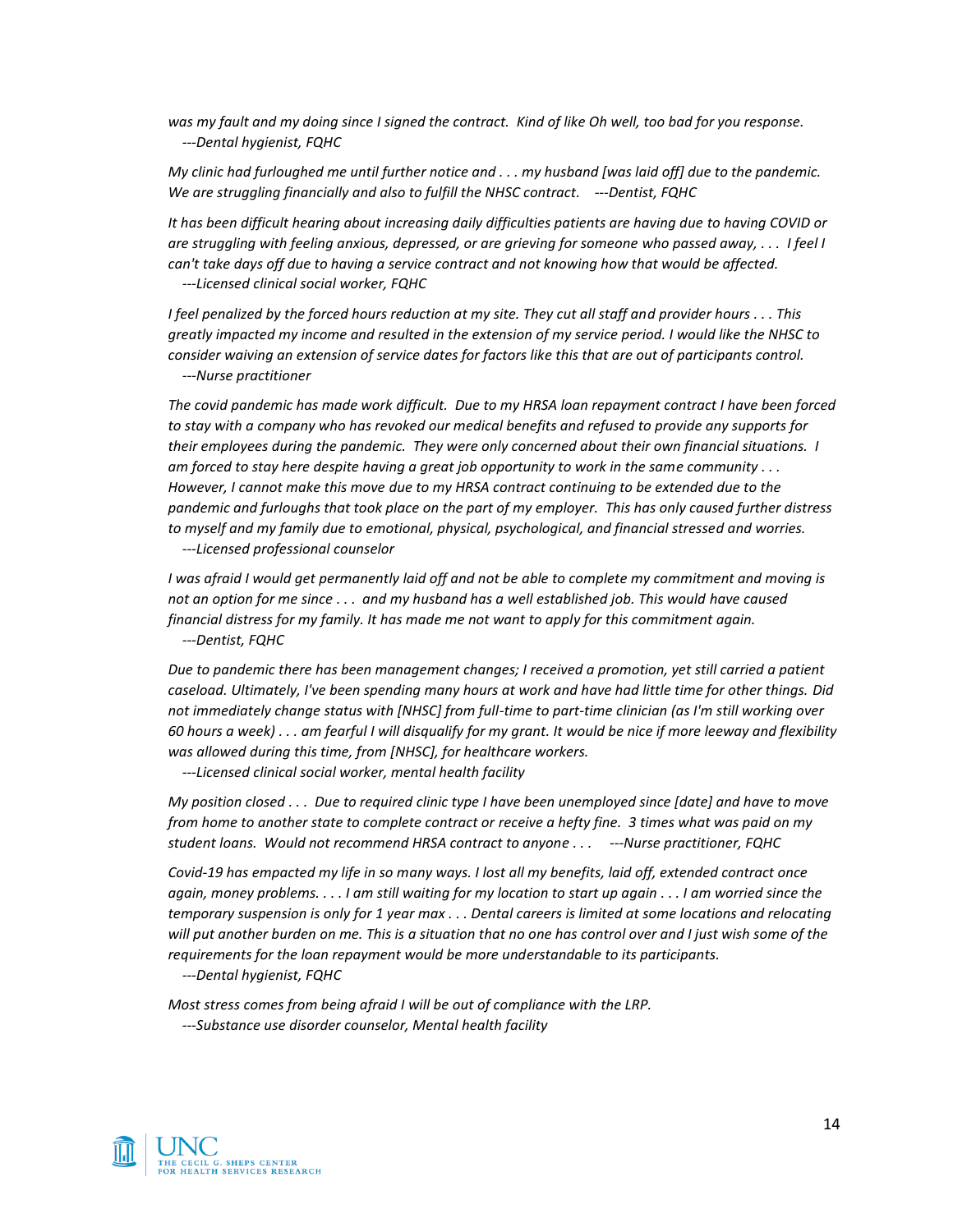*was my fault and my doing since I signed the contract. Kind of like Oh well, too bad for you response.*
*---Dental hygienist, FQHC*

*My clinic had furloughed me until further notice and . . . my husband [was laid off] due to the pandemic. We are struggling financially and also to fulfill the NHSC contract. ---Dentist, FQHC*

*It has been difficult hearing about increasing daily difficulties patients are having due to having COVID or are struggling with feeling anxious, depressed, or are grieving for someone who passed away, . . . I feel I can't take days off due to having a service contract and not knowing how that would be affected.*
*---Licensed clinical social worker, FQHC*

*I feel penalized by the forced hours reduction at my site. They cut all staff and provider hours . . . This greatly impacted my income and resulted in the extension of my service period. I would like the NHSC to consider waiving an extension of service dates for factors like this that are out of participants control.*
*---Nurse practitioner*

*The covid pandemic has made work difficult. Due to my HRSA loan repayment contract I have been forced to stay with a company who has revoked our medical benefits and refused to provide any supports for their employees during the pandemic. They were only concerned about their own financial situations. I am forced to stay here despite having a great job opportunity to work in the same community . . . However, I cannot make this move due to my HRSA contract continuing to be extended due to the pandemic and furloughs that took place on the part of my employer. This has only caused further distress to myself and my family due to emotional, physical, psychological, and financial stressed and worries.*
*---Licensed professional counselor*

*I was afraid I would get permanently laid off and not be able to complete my commitment and moving is not an option for me since . . . and my husband has a well established job. This would have caused financial distress for my family. It has made me not want to apply for this commitment again.*
*---Dentist, FQHC*

*Due to pandemic there has been management changes; I received a promotion, yet still carried a patient caseload. Ultimately, I've been spending many hours at work and have had little time for other things. Did not immediately change status with [NHSC] from full-time to part-time clinician (as I'm still working over 60 hours a week) . . . am fearful I will disqualify for my grant. It would be nice if more leeway and flexibility was allowed during this time, from [NHSC], for healthcare workers.*
*---Licensed clinical social worker, mental health facility*

*My position closed . . . Due to required clinic type I have been unemployed since [date] and have to move from home to another state to complete contract or receive a hefty fine. 3 times what was paid on my student loans. Would not recommend HRSA contract to anyone . . . ---Nurse practitioner, FQHC*

*Covid-19 has empacted my life in so many ways. I lost all my benefits, laid off, extended contract once again, money problems. . . . I am still waiting for my location to start up again . . . I am worried since the temporary suspension is only for 1 year max . . . Dental careers is limited at some locations and relocating will put another burden on me. This is a situation that no one has control over and I just wish some of the requirements for the loan repayment would be more understandable to its participants.*
*---Dental hygienist, FQHC*

*Most stress comes from being afraid I will be out of compliance with the LRP.*
*---Substance use disorder counselor, Mental health facility*